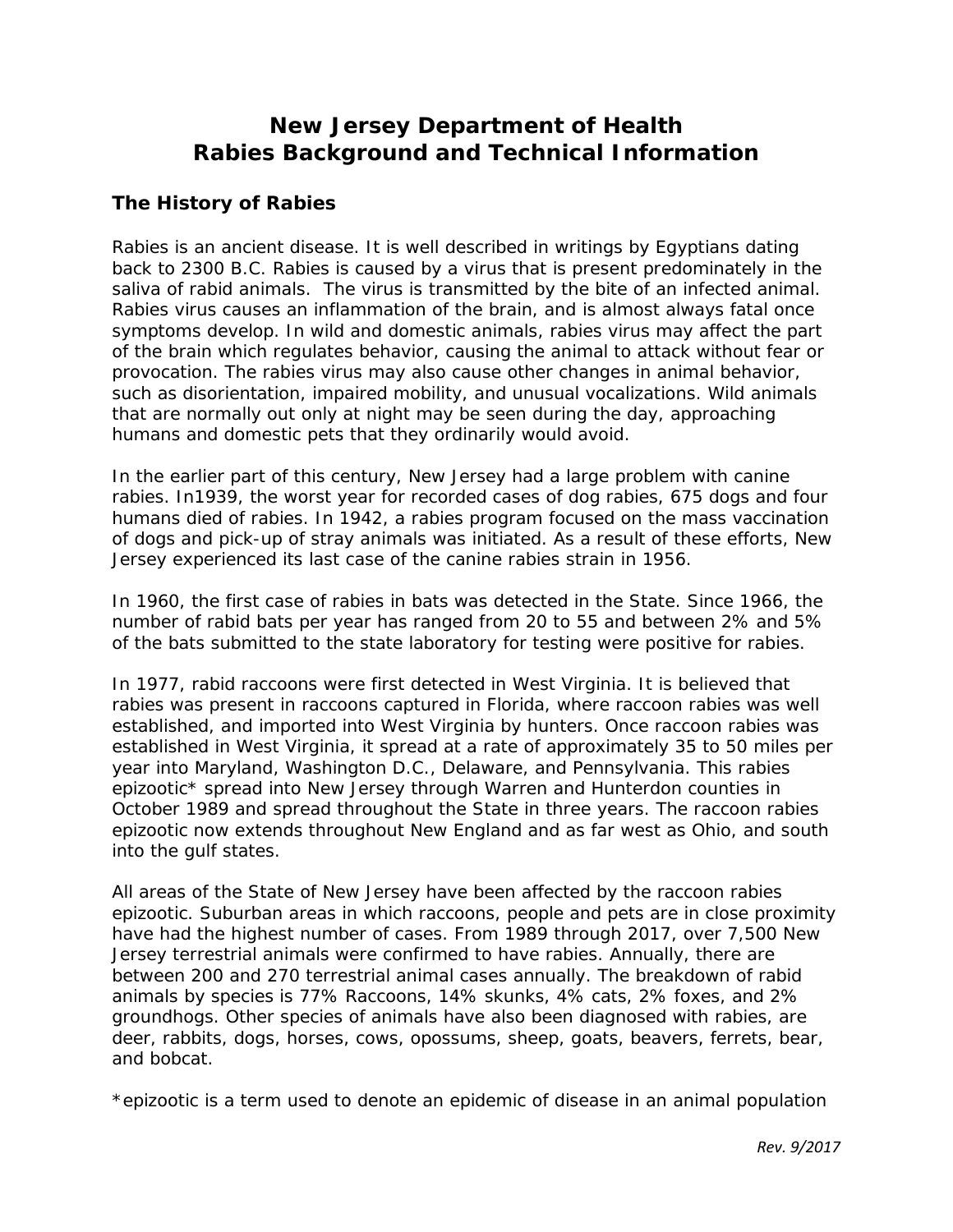# New Jersey Department of Health
# Rabies Background and Technical Information

## The History of Rabies

Rabies is an ancient disease. It is well described in writings by Egyptians dating back to 2300 B.C. Rabies is caused by a virus that is present predominately in the saliva of rabid animals. The virus is transmitted by the bite of an infected animal. Rabies virus causes an inflammation of the brain, and is almost always fatal once symptoms develop. In wild and domestic animals, rabies virus may affect the part of the brain which regulates behavior, causing the animal to attack without fear or provocation. The rabies virus may also cause other changes in animal behavior, such as disorientation, impaired mobility, and unusual vocalizations. Wild animals that are normally out only at night may be seen during the day, approaching humans and domestic pets that they ordinarily would avoid.

In the earlier part of this century, New Jersey had a large problem with canine rabies. In1939, the worst year for recorded cases of dog rabies, 675 dogs and four humans died of rabies. In 1942, a rabies program focused on the mass vaccination of dogs and pick-up of stray animals was initiated. As a result of these efforts, New Jersey experienced its last case of the canine rabies strain in 1956.

In 1960, the first case of rabies in bats was detected in the State. Since 1966, the number of rabid bats per year has ranged from 20 to 55 and between 2% and 5% of the bats submitted to the state laboratory for testing were positive for rabies.

In 1977, rabid raccoons were first detected in West Virginia. It is believed that rabies was present in raccoons captured in Florida, where raccoon rabies was well established, and imported into West Virginia by hunters. Once raccoon rabies was established in West Virginia, it spread at a rate of approximately 35 to 50 miles per year into Maryland, Washington D.C., Delaware, and Pennsylvania. This rabies epizootic* spread into New Jersey through Warren and Hunterdon counties in October 1989 and spread throughout the State in three years. The raccoon rabies epizootic now extends throughout New England and as far west as Ohio, and south into the gulf states.

All areas of the State of New Jersey have been affected by the raccoon rabies epizootic. Suburban areas in which raccoons, people and pets are in close proximity have had the highest number of cases. From 1989 through 2017, over 7,500 New Jersey terrestrial animals were confirmed to have rabies. Annually, there are between 200 and 270 terrestrial animal cases annually. The breakdown of rabid animals by species is 77% Raccoons, 14% skunks, 4% cats, 2% foxes, and 2% groundhogs. Other species of animals have also been diagnosed with rabies, are deer, rabbits, dogs, horses, cows, opossums, sheep, goats, beavers, ferrets, bear, and bobcat.

*epizootic is a term used to denote an epidemic of disease in an animal population

*Rev. 9/2017*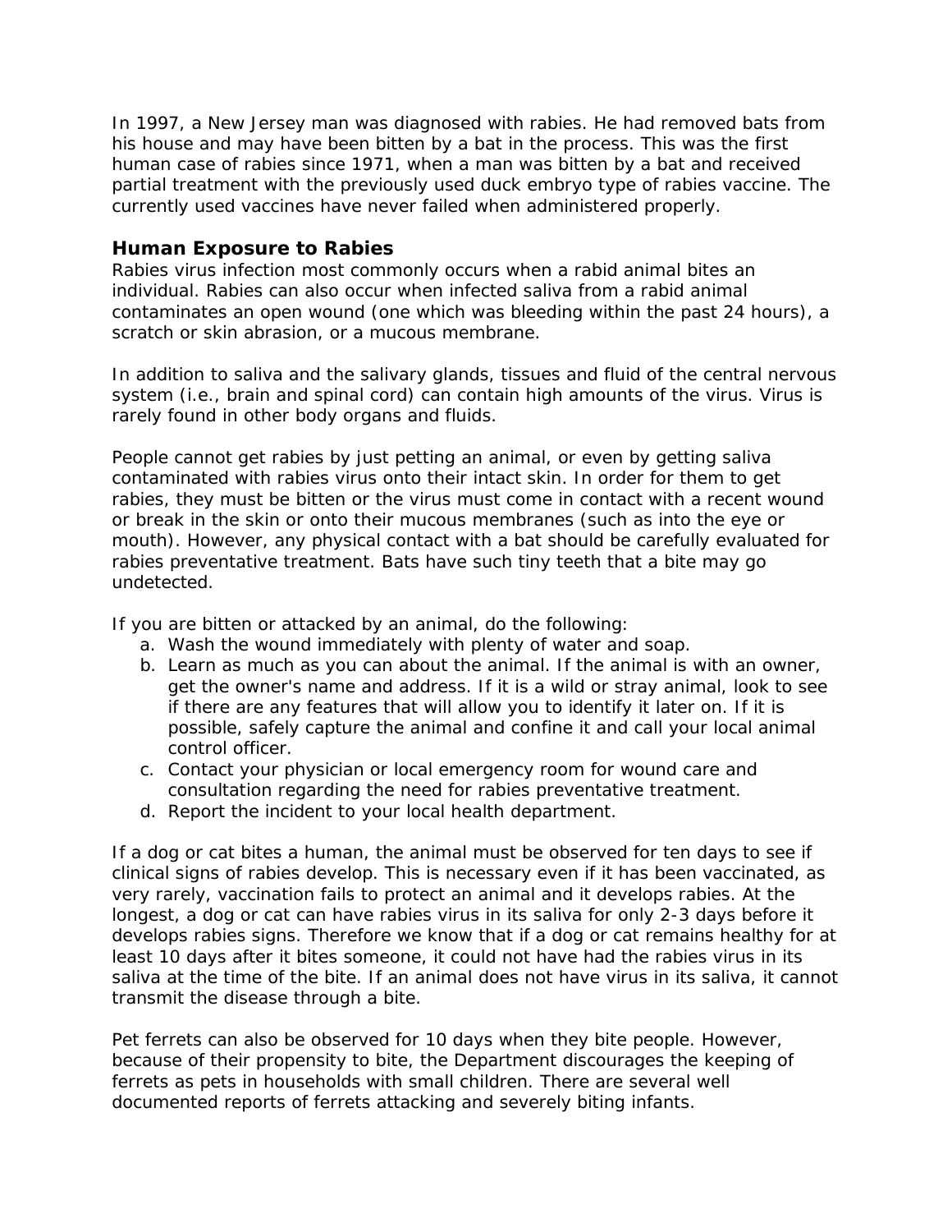In 1997, a New Jersey man was diagnosed with rabies. He had removed bats from his house and may have been bitten by a bat in the process. This was the first human case of rabies since 1971, when a man was bitten by a bat and received partial treatment with the previously used duck embryo type of rabies vaccine. The currently used vaccines have never failed when administered properly.

### Human Exposure to Rabies

Rabies virus infection most commonly occurs when a rabid animal bites an individual. Rabies can also occur when infected saliva from a rabid animal contaminates an open wound (one which was bleeding within the past 24 hours), a scratch or skin abrasion, or a mucous membrane.

In addition to saliva and the salivary glands, tissues and fluid of the central nervous system (i.e., brain and spinal cord) can contain high amounts of the virus. Virus is rarely found in other body organs and fluids.

People cannot get rabies by just petting an animal, or even by getting saliva contaminated with rabies virus onto their intact skin. In order for them to get rabies, they must be bitten or the virus must come in contact with a recent wound or break in the skin or onto their mucous membranes (such as into the eye or mouth). However, any physical contact with a bat should be carefully evaluated for rabies preventative treatment. Bats have such tiny teeth that a bite may go undetected.

If you are bitten or attacked by an animal, do the following:

a. Wash the wound immediately with plenty of water and soap.
b. Learn as much as you can about the animal. If the animal is with an owner, get the owner's name and address. If it is a wild or stray animal, look to see if there are any features that will allow you to identify it later on. If it is possible, safely capture the animal and confine it and call your local animal control officer.
c. Contact your physician or local emergency room for wound care and consultation regarding the need for rabies preventative treatment.
d. Report the incident to your local health department.

If a dog or cat bites a human, the animal must be observed for ten days to see if clinical signs of rabies develop. This is necessary even if it has been vaccinated, as very rarely, vaccination fails to protect an animal and it develops rabies. At the longest, a dog or cat can have rabies virus in its saliva for only 2-3 days before it develops rabies signs. Therefore we know that if a dog or cat remains healthy for at least 10 days after it bites someone, it could not have had the rabies virus in its saliva at the time of the bite. If an animal does not have virus in its saliva, it cannot transmit the disease through a bite.

Pet ferrets can also be observed for 10 days when they bite people. However, because of their propensity to bite, the Department discourages the keeping of ferrets as pets in households with small children. There are several well documented reports of ferrets attacking and severely biting infants.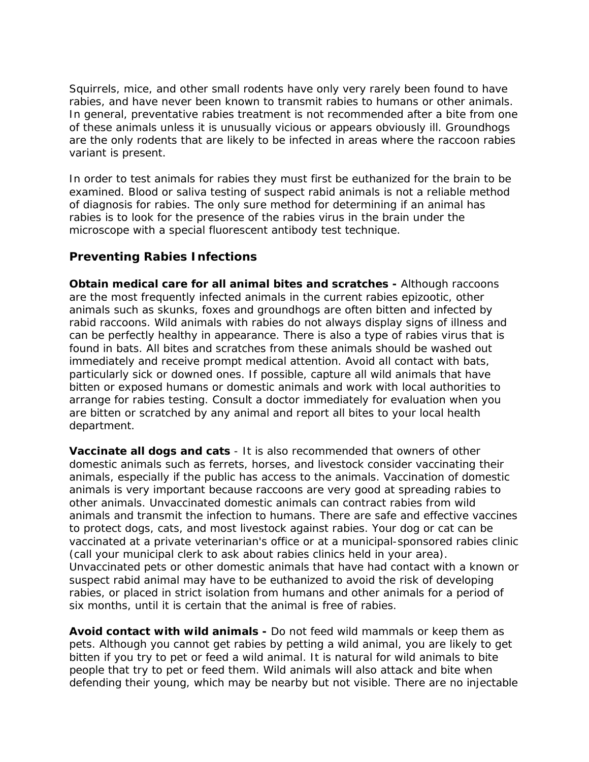Squirrels, mice, and other small rodents have only very rarely been found to have rabies, and have never been known to transmit rabies to humans or other animals. In general, preventative rabies treatment is not recommended after a bite from one of these animals unless it is unusually vicious or appears obviously ill. Groundhogs are the only rodents that are likely to be infected in areas where the raccoon rabies variant is present.

In order to test animals for rabies they must first be euthanized for the brain to be examined. Blood or saliva testing of suspect rabid animals is not a reliable method of diagnosis for rabies. The only sure method for determining if an animal has rabies is to look for the presence of the rabies virus in the brain under the microscope with a special fluorescent antibody test technique.

## Preventing Rabies Infections

**Obtain medical care for all animal bites and scratches -** Although raccoons are the most frequently infected animals in the current rabies epizootic, other animals such as skunks, foxes and groundhogs are often bitten and infected by rabid raccoons. Wild animals with rabies do not always display signs of illness and can be perfectly healthy in appearance. There is also a type of rabies virus that is found in bats. All bites and scratches from these animals should be washed out immediately and receive prompt medical attention. Avoid all contact with bats, particularly sick or downed ones. If possible, capture all wild animals that have bitten or exposed humans or domestic animals and work with local authorities to arrange for rabies testing. Consult a doctor immediately for evaluation when you are bitten or scratched by any animal and report all bites to your local health department.

**Vaccinate all dogs and cats** - It is also recommended that owners of other domestic animals such as ferrets, horses, and livestock consider vaccinating their animals, especially if the public has access to the animals. Vaccination of domestic animals is very important because raccoons are very good at spreading rabies to other animals. Unvaccinated domestic animals can contract rabies from wild animals and transmit the infection to humans. There are safe and effective vaccines to protect dogs, cats, and most livestock against rabies. Your dog or cat can be vaccinated at a private veterinarian's office or at a municipal-sponsored rabies clinic (call your municipal clerk to ask about rabies clinics held in your area). Unvaccinated pets or other domestic animals that have had contact with a known or suspect rabid animal may have to be euthanized to avoid the risk of developing rabies, or placed in strict isolation from humans and other animals for a period of six months, until it is certain that the animal is free of rabies.

**Avoid contact with wild animals -** Do not feed wild mammals or keep them as pets. Although you cannot get rabies by petting a wild animal, you are likely to get bitten if you try to pet or feed a wild animal. It is natural for wild animals to bite people that try to pet or feed them. Wild animals will also attack and bite when defending their young, which may be nearby but not visible. There are no injectable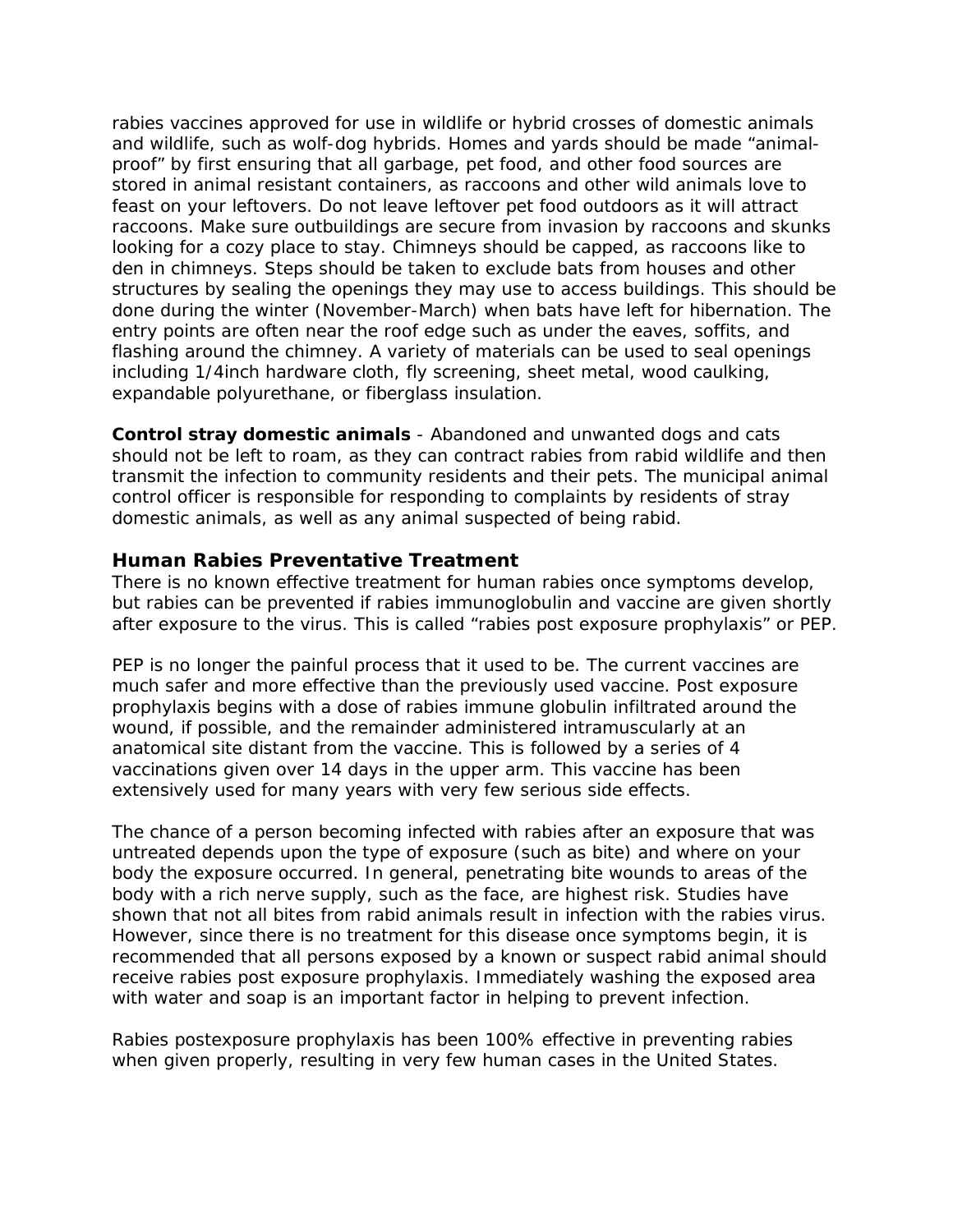rabies vaccines approved for use in wildlife or hybrid crosses of domestic animals and wildlife, such as wolf-dog hybrids. Homes and yards should be made "animal-proof" by first ensuring that all garbage, pet food, and other food sources are stored in animal resistant containers, as raccoons and other wild animals love to feast on your leftovers. Do not leave leftover pet food outdoors as it will attract raccoons. Make sure outbuildings are secure from invasion by raccoons and skunks looking for a cozy place to stay. Chimneys should be capped, as raccoons like to den in chimneys. Steps should be taken to exclude bats from houses and other structures by sealing the openings they may use to access buildings. This should be done during the winter (November-March) when bats have left for hibernation. The entry points are often near the roof edge such as under the eaves, soffits, and flashing around the chimney. A variety of materials can be used to seal openings including 1/4inch hardware cloth, fly screening, sheet metal, wood caulking, expandable polyurethane, or fiberglass insulation.

**Control stray domestic animals** - Abandoned and unwanted dogs and cats should not be left to roam, as they can contract rabies from rabid wildlife and then transmit the infection to community residents and their pets. The municipal animal control officer is responsible for responding to complaints by residents of stray domestic animals, as well as any animal suspected of being rabid.

## Human Rabies Preventative Treatment

There is no known effective treatment for human rabies once symptoms develop, but rabies can be prevented if rabies immunoglobulin and vaccine are given shortly after exposure to the virus. This is called "rabies post exposure prophylaxis" or PEP.

PEP is no longer the painful process that it used to be. The current vaccines are much safer and more effective than the previously used vaccine. Post exposure prophylaxis begins with a dose of rabies immune globulin infiltrated around the wound, if possible, and the remainder administered intramuscularly at an anatomical site distant from the vaccine. This is followed by a series of 4 vaccinations given over 14 days in the upper arm. This vaccine has been extensively used for many years with very few serious side effects.

The chance of a person becoming infected with rabies after an exposure that was untreated depends upon the type of exposure (such as bite) and where on your body the exposure occurred. In general, penetrating bite wounds to areas of the body with a rich nerve supply, such as the face, are highest risk. Studies have shown that not all bites from rabid animals result in infection with the rabies virus. However, since there is no treatment for this disease once symptoms begin, it is recommended that all persons exposed by a known or suspect rabid animal should receive rabies post exposure prophylaxis. Immediately washing the exposed area with water and soap is an important factor in helping to prevent infection.

Rabies postexposure prophylaxis has been 100% effective in preventing rabies when given properly, resulting in very few human cases in the United States.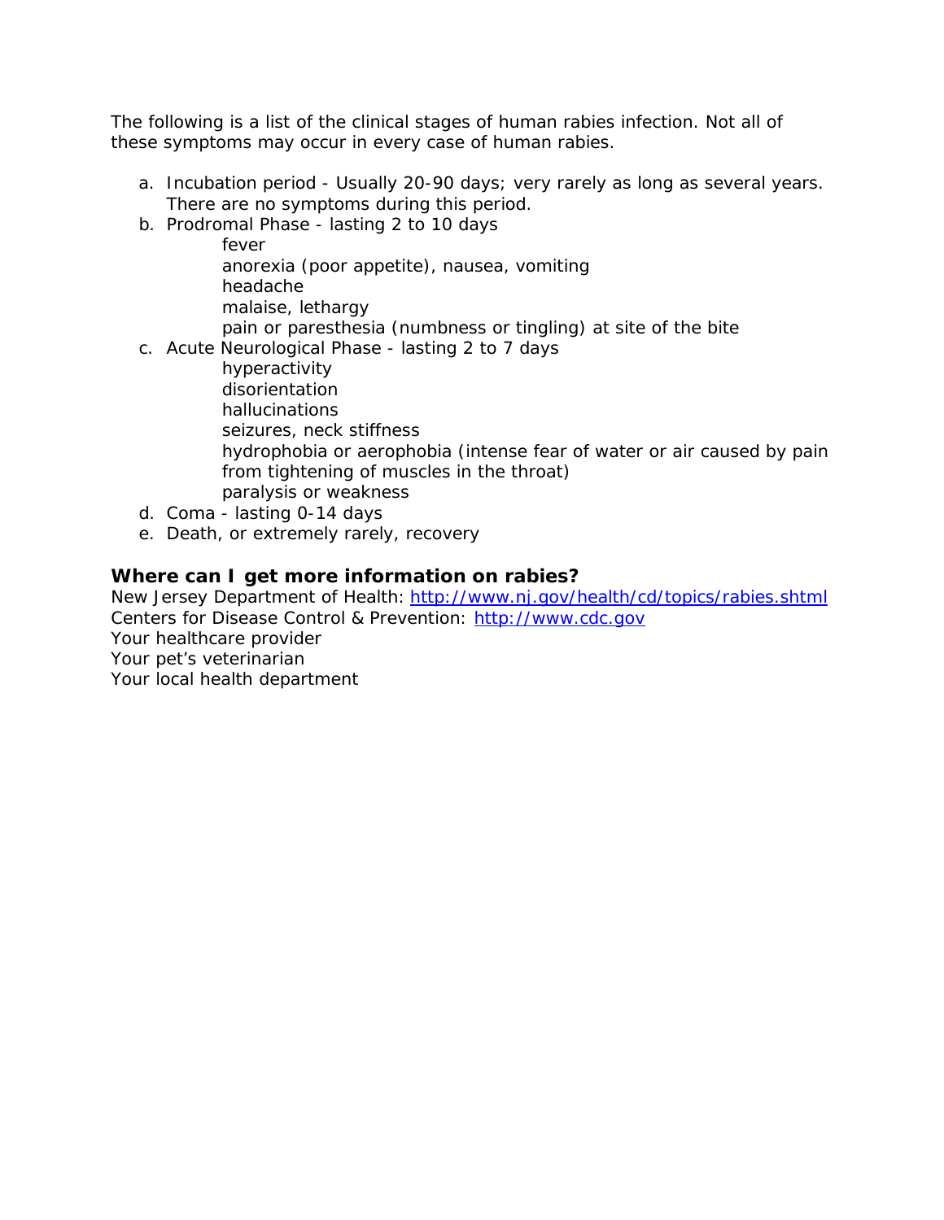The following is a list of the clinical stages of human rabies infection. Not all of these symptoms may occur in every case of human rabies.

a. Incubation period - Usually 20-90 days; very rarely as long as several years. There are no symptoms during this period.
b. Prodromal Phase - lasting 2 to 10 days
   - fever
   - anorexia (poor appetite), nausea, vomiting
   - headache
   - malaise, lethargy
   - pain or paresthesia (numbness or tingling) at site of the bite
c. Acute Neurological Phase - lasting 2 to 7 days
   - hyperactivity
   - disorientation
   - hallucinations
   - seizures, neck stiffness
   - hydrophobia or aerophobia (intense fear of water or air caused by pain from tightening of muscles in the throat)
   - paralysis or weakness
d. Coma - lasting 0-14 days
e. Death, or extremely rarely, recovery

**Where can I get more information on rabies?**

New Jersey Department of Health: http://www.nj.gov/health/cd/topics/rabies.shtml
Centers for Disease Control & Prevention: http://www.cdc.gov
Your healthcare provider
Your pet's veterinarian
Your local health department